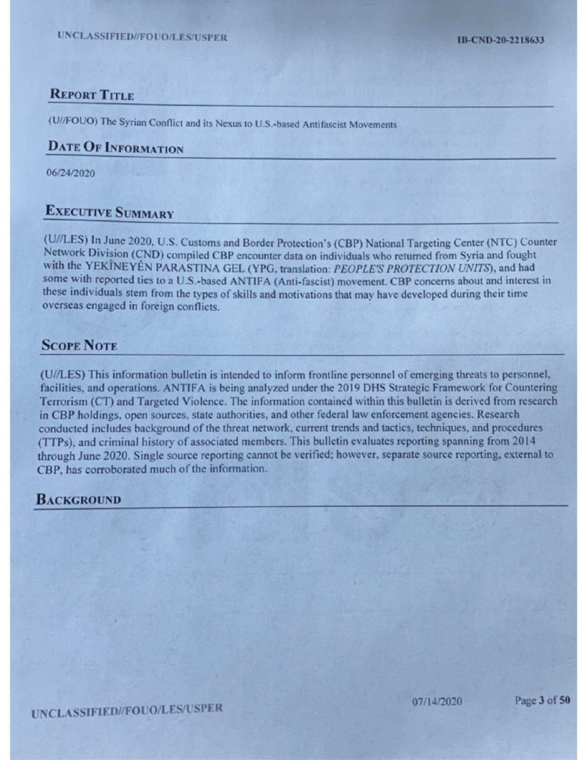## Report Title

(U//FOUO) The Syrian Conflict and its Nexus to U.S.-based Antifascist Movements

## Date Of Information

06/24/2020

## Executive Summary

(U//LES) In June 2020, U.S. Customs and Border Protection's (CBP) National Targeting Center (NTC) Counter Network Division (CND) compiled CBP encounter data on individuals who returned from Syria and fought with the YEKÎNEYÊN PARASTINA GEL (YPG, translation: *PEOPLE'S PROTECTION UNITS*), and had some with reported ties to a U.S.-based ANTIFA (Anti-fascist) movement. CBP concerns about and interest in these individuals stem from the types of skills and motivations that may have developed during their time overseas engaged in foreign conflicts.

## Scope Note

(U//LES) This information bulletin is intended to inform frontline personnel of emerging threats to personnel, facilities, and operations. ANTIFA is being analyzed under the 2019 DHS Strategic Framework for Countering Terrorism (CT) and Targeted Violence. The information contained within this bulletin is derived from research in CBP holdings, open sources, state authorities, and other federal law enforcement agencies. Research conducted includes background of the threat network, current trends and tactics, techniques, and procedures (TTPs), and criminal history of associated members. This bulletin evaluates reporting spanning from 2014 through June 2020. Single source reporting cannot be verified; however, separate source reporting, external to CBP, has corroborated much of the information.

## Background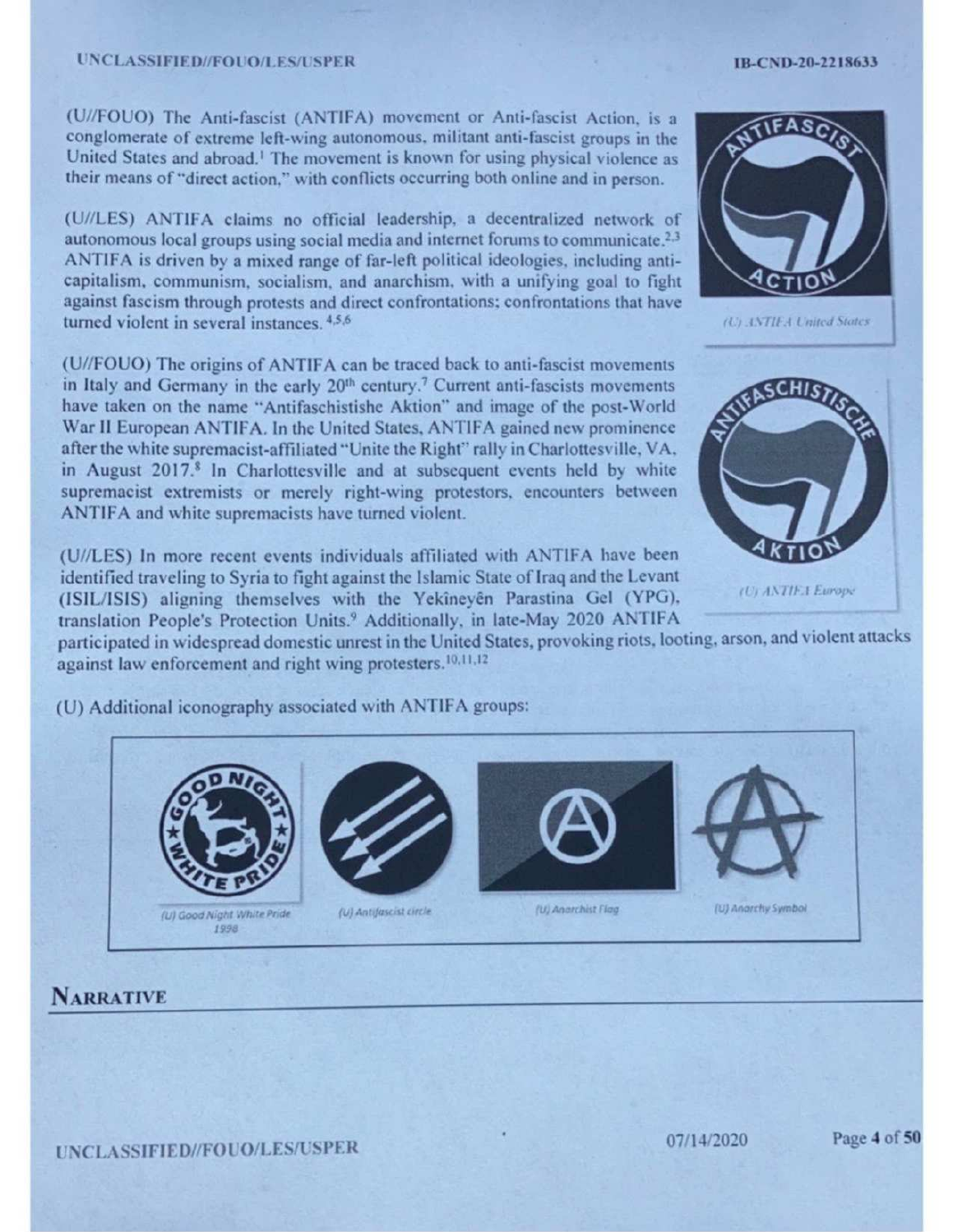(U//FOUO) The Anti-fascist (ANTIFA) movement or Anti-fascist Action, is a conglomerate of extreme left-wing autonomous, militant anti-fascist groups in the United States and abroad.[1] The movement is known for using physical violence as their means of "direct action," with conflicts occurring both online and in person.

(U//LES) ANTIFA claims no official leadership, a decentralized network of autonomous local groups using social media and internet forums to communicate.[2,3] ANTIFA is driven by a mixed range of far-left political ideologies, including anti-capitalism, communism, socialism, and anarchism, with a unifying goal to fight against fascism through protests and direct confrontations; confrontations that have turned violent in several instances.[4,5,6]

(U) ANTIFA United States

(U//FOUO) The origins of ANTIFA can be traced back to anti-fascist movements in Italy and Germany in the early 20th century.[7] Current anti-fascists movements have taken on the name "Antifaschistishe Aktion" and image of the post-World War II European ANTIFA. In the United States, ANTIFA gained new prominence after the white supremacist-affiliated "Unite the Right" rally in Charlottesville, VA, in August 2017.[8] In Charlottesville and at subsequent events held by white supremacist extremists or merely right-wing protestors, encounters between ANTIFA and white supremacists have turned violent.

(U) ANTIFA Europe

(U//LES) In more recent events individuals affiliated with ANTIFA have been identified traveling to Syria to fight against the Islamic State of Iraq and the Levant (ISIL/ISIS) aligning themselves with the Yekîneyên Parastina Gel (YPG), translation People's Protection Units.[9] Additionally, in late-May 2020 ANTIFA participated in widespread domestic unrest in the United States, provoking riots, looting, arson, and violent attacks against law enforcement and right wing protesters.[10,11,12]

(U) Additional iconography associated with ANTIFA groups:

(U) Good Night White Pride 1998

(U) Antifascist circle

(U) Anarchist Flag

(U) Anarchy Symbol

## NARRATIVE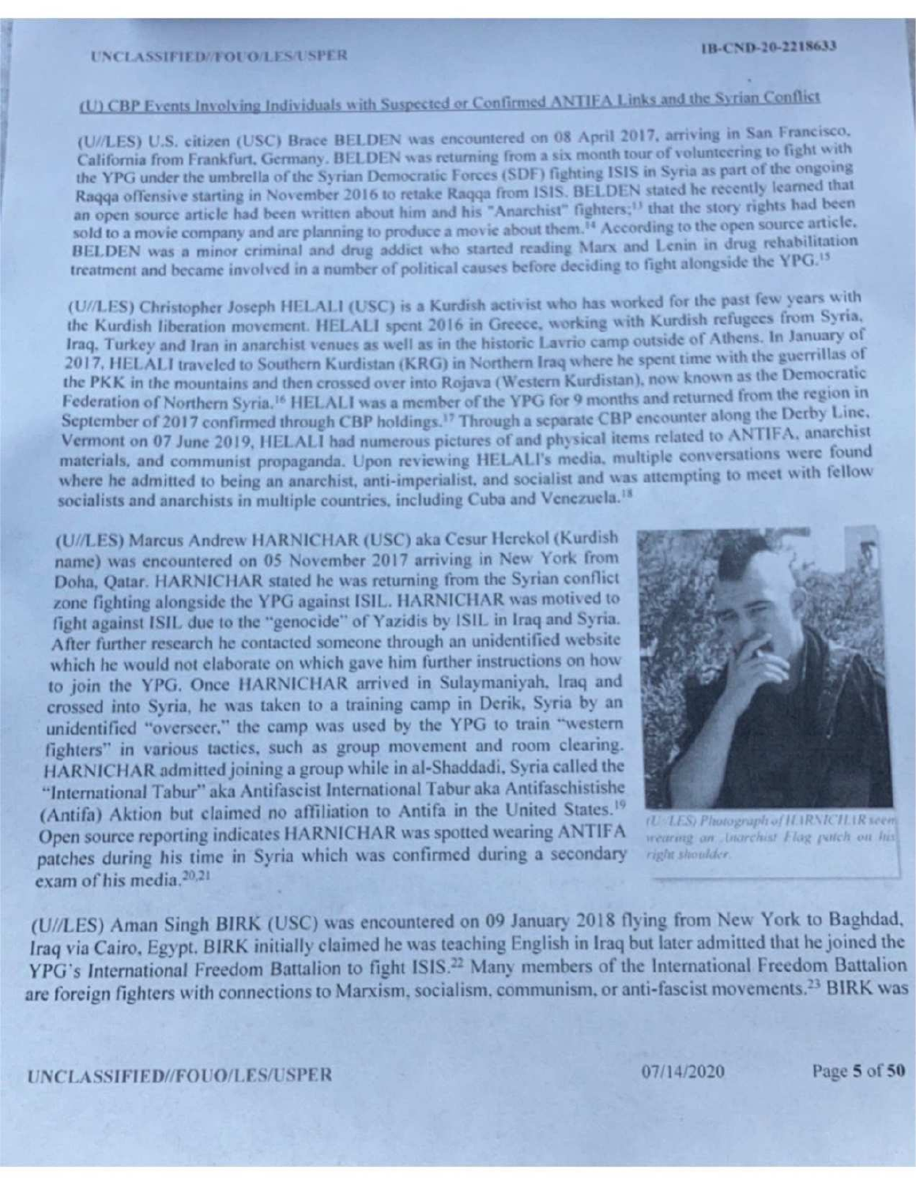## (U) CBP Events Involving Individuals with Suspected or Confirmed ANTIFA Links and the Syrian Conflict

(U//LES) U.S. citizen (USC) Brace BELDEN was encountered on 08 April 2017, arriving in San Francisco, California from Frankfurt, Germany. BELDEN was returning from a six month tour of volunteering to fight with the YPG under the umbrella of the Syrian Democratic Forces (SDF) fighting ISIS in Syria as part of the ongoing Raqqa offensive starting in November 2016 to retake Raqqa from ISIS. BELDEN stated he recently learned that an open source article had been written about him and his "Anarchist" fighters;[13] that the story rights had been sold to a movie company and are planning to produce a movie about them.[14] According to the open source article, BELDEN was a minor criminal and drug addict who started reading Marx and Lenin in drug rehabilitation treatment and became involved in a number of political causes before deciding to fight alongside the YPG.[15]

(U//LES) Christopher Joseph HELALI (USC) is a Kurdish activist who has worked for the past few years with the Kurdish liberation movement. HELALI spent 2016 in Greece, working with Kurdish refugees from Syria, Iraq, Turkey and Iran in anarchist venues as well as in the historic Lavrio camp outside of Athens. In January of 2017, HELALI traveled to Southern Kurdistan (KRG) in Northern Iraq where he spent time with the guerrillas of the PKK in the mountains and then crossed over into Rojava (Western Kurdistan), now known as the Democratic Federation of Northern Syria.[16] HELALI was a member of the YPG for 9 months and returned from the region in September of 2017 confirmed through CBP holdings.[17] Through a separate CBP encounter along the Derby Line, Vermont on 07 June 2019, HELALI had numerous pictures of and physical items related to ANTIFA, anarchist materials, and communist propaganda. Upon reviewing HELALI's media, multiple conversations were found where he admitted to being an anarchist, anti-imperialist, and socialist and was attempting to meet with fellow socialists and anarchists in multiple countries, including Cuba and Venezuela.[18]

(U//LES) Marcus Andrew HARNICHAR (USC) aka Cesur Herekol (Kurdish name) was encountered on 05 November 2017 arriving in New York from Doha, Qatar. HARNICHAR stated he was returning from the Syrian conflict zone fighting alongside the YPG against ISIL. HARNICHAR was motived to fight against ISIL due to the "genocide" of Yazidis by ISIL in Iraq and Syria. After further research he contacted someone through an unidentified website which he would not elaborate on which gave him further instructions on how to join the YPG. Once HARNICHAR arrived in Sulaymaniyah, Iraq and crossed into Syria, he was taken to a training camp in Derik, Syria by an unidentified "overseer," the camp was used by the YPG to train "western fighters" in various tactics, such as group movement and room clearing. HARNICHAR admitted joining a group while in al-Shaddadi, Syria called the "International Tabur" aka Antifascist International Tabur aka Antifaschistishe (Antifa) Aktion but claimed no affiliation to Antifa in the United States.[19] Open source reporting indicates HARNICHAR was spotted wearing ANTIFA patches during his time in Syria which was confirmed during a secondary exam of his media.[20,21]

*(U//LES) Photograph of HARNICHAR seen wearing an Anarchist Flag patch on his right shoulder.*

(U//LES) Aman Singh BIRK (USC) was encountered on 09 January 2018 flying from New York to Baghdad, Iraq via Cairo, Egypt. BIRK initially claimed he was teaching English in Iraq but later admitted that he joined the YPG's International Freedom Battalion to fight ISIS.[22] Many members of the International Freedom Battalion are foreign fighters with connections to Marxism, socialism, communism, or anti-fascist movements.[23] BIRK was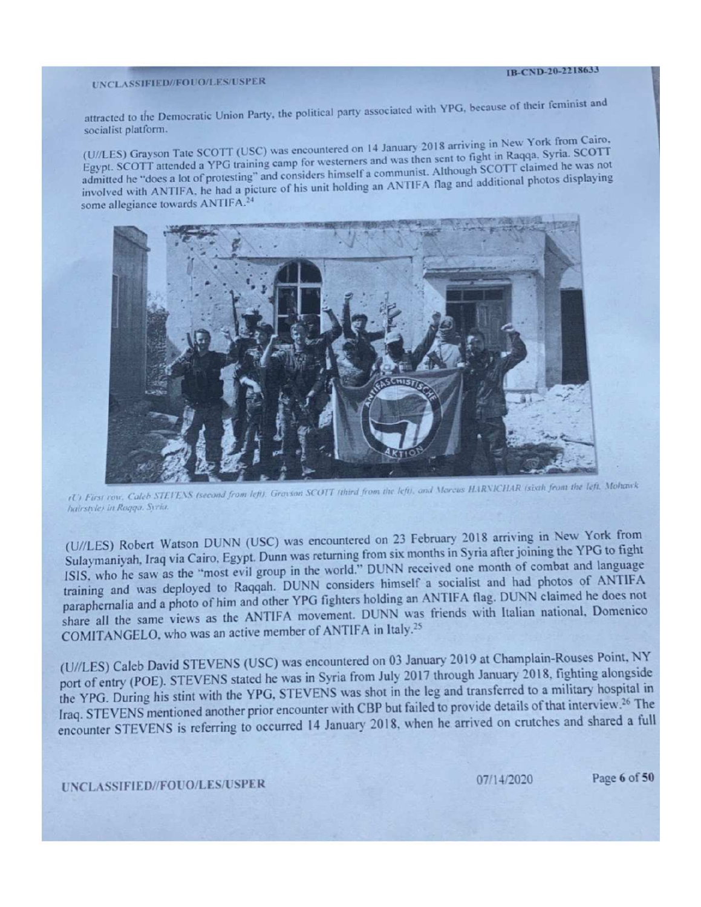attracted to the Democratic Union Party, the political party associated with YPG, because of their feminist and socialist platform.

(U//LES) Grayson Tate SCOTT (USC) was encountered on 14 January 2018 arriving in New York from Cairo, Egypt. SCOTT attended a YPG training camp for westerners and was then sent to fight in Raqqa, Syria. SCOTT admitted he "does a lot of protesting" and considers himself a communist. Although SCOTT claimed he was not involved with ANTIFA, he had a picture of his unit holding an ANTIFA flag and additional photos displaying some allegiance towards ANTIFA.[24]

*(U) First row, Caleb STEVENS (second from left), Grayson SCOTT (third from the left), and Marcus HARNICHAR (sixth from the left, Mohawk hairstyle) in Raqqa, Syria.*

(U//LES) Robert Watson DUNN (USC) was encountered on 23 February 2018 arriving in New York from Sulaymaniyah, Iraq via Cairo, Egypt. Dunn was returning from six months in Syria after joining the YPG to fight ISIS, who he saw as the "most evil group in the world." DUNN received one month of combat and language training and was deployed to Raqqah. DUNN considers himself a socialist and had photos of ANTIFA paraphernalia and a photo of him and other YPG fighters holding an ANTIFA flag. DUNN claimed he does not share all the same views as the ANTIFA movement. DUNN was friends with Italian national, Domenico COMITANGELO, who was an active member of ANTIFA in Italy.[25]

(U//LES) Caleb David STEVENS (USC) was encountered on 03 January 2019 at Champlain-Rouses Point, NY port of entry (POE). STEVENS stated he was in Syria from July 2017 through January 2018, fighting alongside the YPG. During his stint with the YPG, STEVENS was shot in the leg and transferred to a military hospital in Iraq. STEVENS mentioned another prior encounter with CBP but failed to provide details of that interview.[26] The encounter STEVENS is referring to occurred 14 January 2018, when he arrived on crutches and shared a full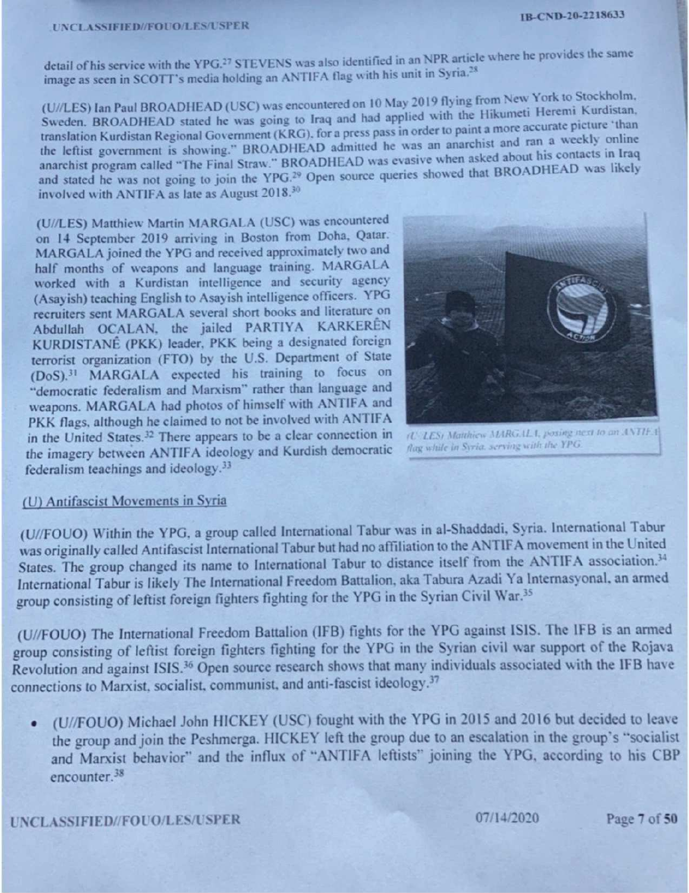detail of his service with the YPG.[27] STEVENS was also identified in an NPR article where he provides the same image as seen in SCOTT's media holding an ANTIFA flag with his unit in Syria.[28]

(U//LES) Ian Paul BROADHEAD (USC) was encountered on 10 May 2019 flying from New York to Stockholm, Sweden. BROADHEAD stated he was going to Iraq and had applied with the Hikumeti Heremi Kurdistan, translation Kurdistan Regional Government (KRG), for a press pass in order to paint a more accurate picture 'than the leftist government is showing." BROADHEAD admitted he was an anarchist and ran a weekly online anarchist program called "The Final Straw." BROADHEAD was evasive when asked about his contacts in Iraq and stated he was not going to join the YPG.[29] Open source queries showed that BROADHEAD was likely involved with ANTIFA as late as August 2018.[30]

(U//LES) Matthiew Martin MARGALA (USC) was encountered on 14 September 2019 arriving in Boston from Doha, Qatar. MARGALA joined the YPG and received approximately two and half months of weapons and language training. MARGALA worked with a Kurdistan intelligence and security agency (Asayish) teaching English to Asayish intelligence officers. YPG recruiters sent MARGALA several short books and literature on Abdullah OCALAN, the jailed PARTIYA KARKERÊN KURDISTANÊ (PKK) leader, PKK being a designated foreign terrorist organization (FTO) by the U.S. Department of State (DoS).[31] MARGALA expected his training to focus on "democratic federalism and Marxism" rather than language and weapons. MARGALA had photos of himself with ANTIFA and PKK flags, although he claimed to not be involved with ANTIFA in the United States.[32] There appears to be a clear connection in the imagery between ANTIFA ideology and Kurdish democratic federalism teachings and ideology.[33]

(U//LES) Matthiew MARGALA, posing next to an ANTIFA flag while in Syria, serving with the YPG.

(U) Antifascist Movements in Syria

(U//FOUO) Within the YPG, a group called International Tabur was in al-Shaddadi, Syria. International Tabur was originally called Antifascist International Tabur but had no affiliation to the ANTIFA movement in the United States. The group changed its name to International Tabur to distance itself from the ANTIFA association.[34] International Tabur is likely The International Freedom Battalion, aka Tabura Azadi Ya Internasyonal, an armed group consisting of leftist foreign fighters fighting for the YPG in the Syrian Civil War.[35]

(U//FOUO) The International Freedom Battalion (IFB) fights for the YPG against ISIS. The IFB is an armed group consisting of leftist foreign fighters fighting for the YPG in the Syrian civil war support of the Rojava Revolution and against ISIS.[36] Open source research shows that many individuals associated with the IFB have connections to Marxist, socialist, communist, and anti-fascist ideology.[37]

- (U//FOUO) Michael John HICKEY (USC) fought with the YPG in 2015 and 2016 but decided to leave the group and join the Peshmerga. HICKEY left the group due to an escalation in the group's "socialist and Marxist behavior" and the influx of "ANTIFA leftists" joining the YPG, according to his CBP encounter.[38]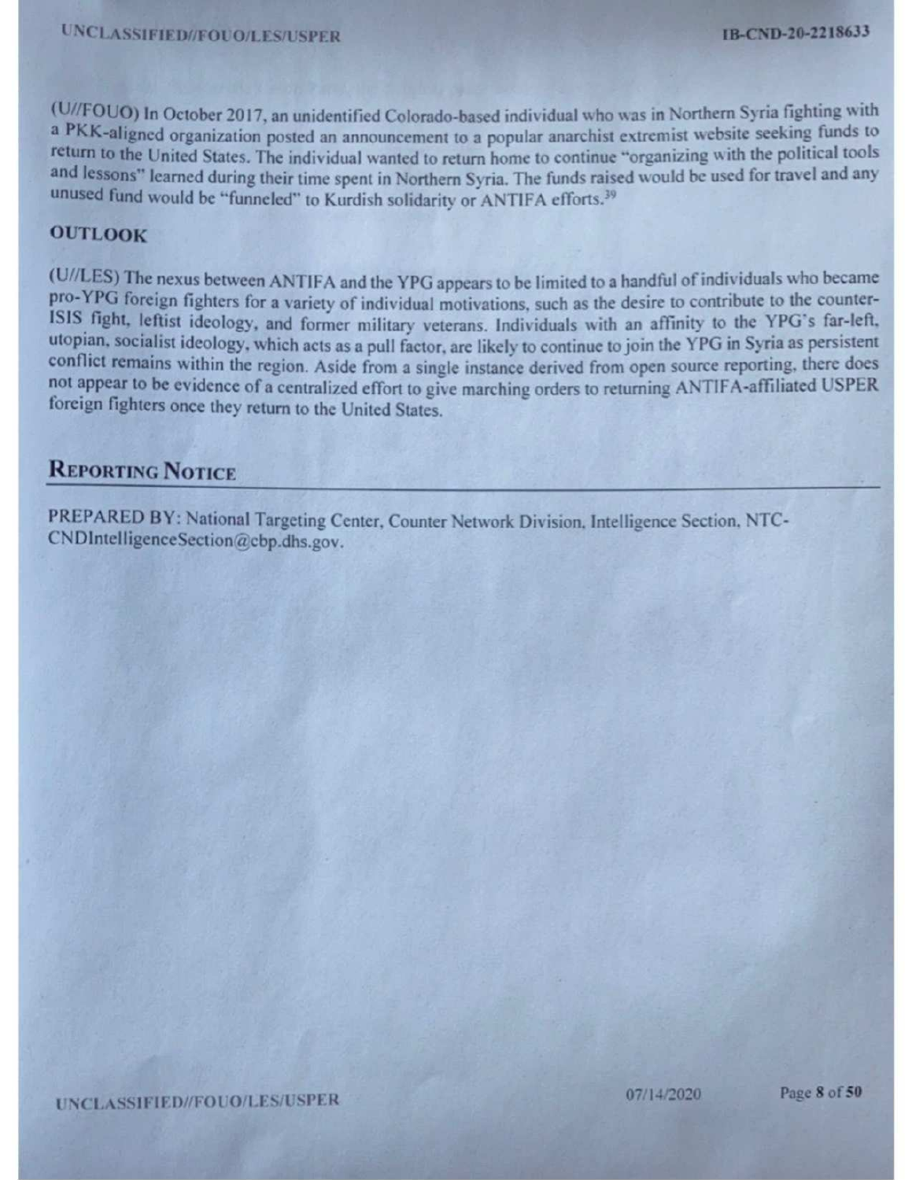(U//FOUO) In October 2017, an unidentified Colorado-based individual who was in Northern Syria fighting with a PKK-aligned organization posted an announcement to a popular anarchist extremist website seeking funds to return to the United States. The individual wanted to return home to continue "organizing with the political tools and lessons" learned during their time spent in Northern Syria. The funds raised would be used for travel and any unused fund would be "funneled" to Kurdish solidarity or ANTIFA efforts.[39]

## OUTLOOK

(U//LES) The nexus between ANTIFA and the YPG appears to be limited to a handful of individuals who became pro-YPG foreign fighters for a variety of individual motivations, such as the desire to contribute to the counter-ISIS fight, leftist ideology, and former military veterans. Individuals with an affinity to the YPG's far-left, utopian, socialist ideology, which acts as a pull factor, are likely to continue to join the YPG in Syria as persistent conflict remains within the region. Aside from a single instance derived from open source reporting, there does not appear to be evidence of a centralized effort to give marching orders to returning ANTIFA-affiliated USPER foreign fighters once they return to the United States.

## REPORTING NOTICE

PREPARED BY: National Targeting Center, Counter Network Division, Intelligence Section, NTC-CNDIntelligenceSection@cbp.dhs.gov.